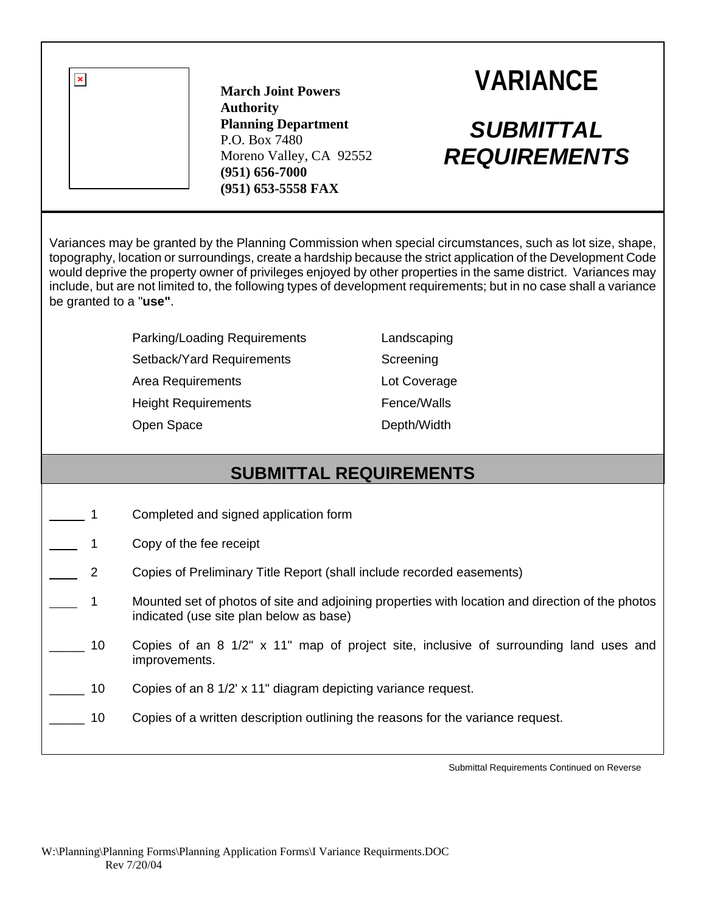**March Joint Powers Authority**
**Planning Department**
P.O. Box 7480
Moreno Valley, CA 92552
**(951) 656-7000**
**(951) 653-5558 FAX**

# VARIANCE

## *SUBMITTAL REQUIREMENTS*

Variances may be granted by the Planning Commission when special circumstances, such as lot size, shape, topography, location or surroundings, create a hardship because the strict application of the Development Code would deprive the property owner of privileges enjoyed by other properties in the same district. Variances may include, but are not limited to, the following types of development requirements; but in no case shall a variance be granted to a "**use"**.

| | |
|---|---|
| Parking/Loading Requirements | Landscaping |
| Setback/Yard Requirements | Screening |
| Area Requirements | Lot Coverage |
| Height Requirements | Fence/Walls |
| Open Space | Depth/Width |

## SUBMITTAL REQUIREMENTS

| | | |
|---|---|---|
| _____ | 1 | Completed and signed application form |
| ____ | 1 | Copy of the fee receipt |
| ____ | 2 | Copies of Preliminary Title Report (shall include recorded easements) |
| ____ | 1 | Mounted set of photos of site and adjoining properties with location and direction of the photos indicated (use site plan below as base) |
| _____ | 10 | Copies of an 8 1/2" x 11" map of project site, inclusive of surrounding land uses and improvements. |
| _____ | 10 | Copies of an 8 1/2' x 11" diagram depicting variance request. |
| _____ | 10 | Copies of a written description outlining the reasons for the variance request. |

Submittal Requirements Continued on Reverse

W:\Planning\Planning Forms\Planning Application Forms\I Variance Requirments.DOC
Rev 7/20/04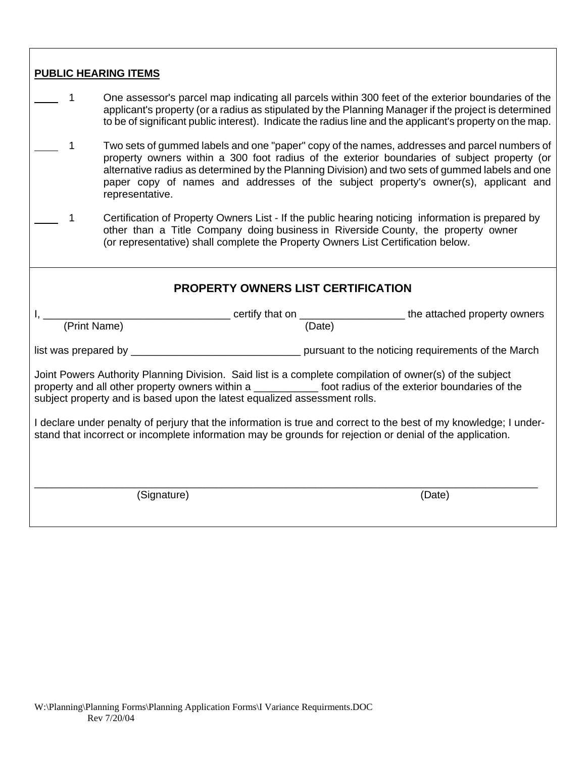**PUBLIC HEARING ITEMS**

____ 1 One assessor's parcel map indicating all parcels within 300 feet of the exterior boundaries of the applicant's property (or a radius as stipulated by the Planning Manager if the project is determined to be of significant public interest). Indicate the radius line and the applicant's property on the map.

____ 1 Two sets of gummed labels and one "paper" copy of the names, addresses and parcel numbers of property owners within a 300 foot radius of the exterior boundaries of subject property (or alternative radius as determined by the Planning Division) and two sets of gummed labels and one paper copy of names and addresses of the subject property's owner(s), applicant and representative.

____ 1 Certification of Property Owners List - If the public hearing noticing information is prepared by other than a Title Company doing business in Riverside County, the property owner (or representative) shall complete the Property Owners List Certification below.

## PROPERTY OWNERS LIST CERTIFICATION

I, ________________________________ certify that on __________________ the attached property owners
(Print Name) (Date)

list was prepared by _____________________________ pursuant to the noticing requirements of the March

Joint Powers Authority Planning Division. Said list is a complete compilation of owner(s) of the subject property and all other property owners within a ___________ foot radius of the exterior boundaries of the subject property and is based upon the latest equalized assessment rolls.

I declare under penalty of perjury that the information is true and correct to the best of my knowledge; I understand that incorrect or incomplete information may be grounds for rejection or denial of the application.

_______________________________________________________________________________________
(Signature) (Date)

W:\Planning\Planning Forms\Planning Application Forms\I Variance Requirments.DOC
Rev 7/20/04